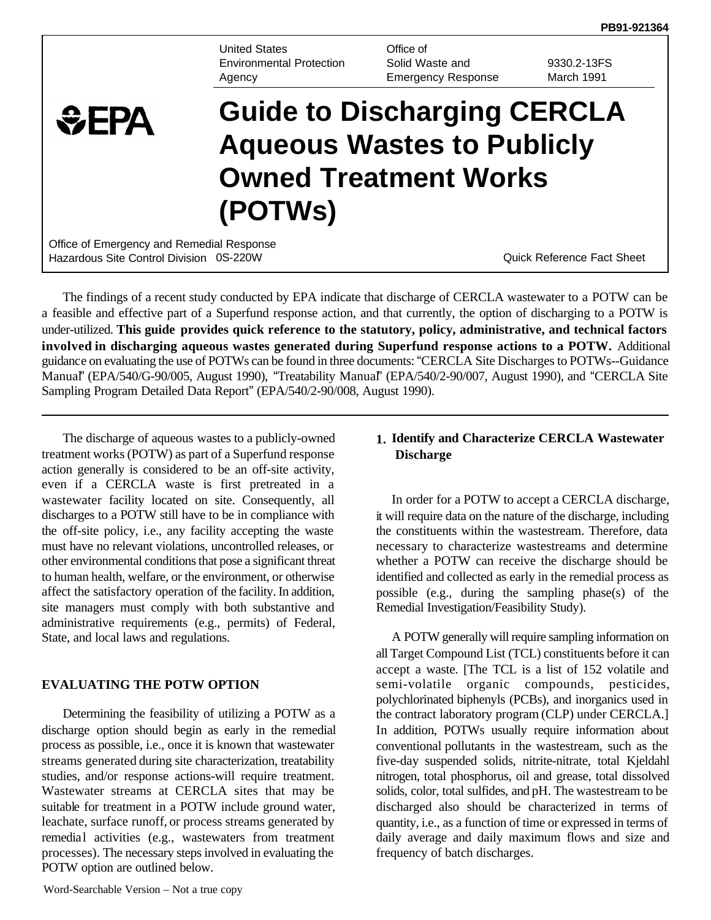PB91-921364

United States Environmental Protection Agency | Office of Solid Waste and Emergency Response | 9330.2-13FS March 1991

# Guide to Discharging CERCLA Aqueous Wastes to Publicly Owned Treatment Works (POTWs)

Office of Emergency and Remedial Response
Hazardous Site Control Division 0S-220W

Quick Reference Fact Sheet

The findings of a recent study conducted by EPA indicate that discharge of CERCLA wastewater to a POTW can be a feasible and effective part of a Superfund response action, and that currently, the option of discharging to a POTW is under-utilized. **This guide provides quick reference to the statutory, policy, administrative, and technical factors involved in discharging aqueous wastes generated during Superfund response actions to a POTW.** Additional guidance on evaluating the use of POTWs can be found in three documents: "CERCLA Site Discharges to POTWs--Guidance Manual" (EPA/540/G-90/005, August 1990), "Treatability Manual" (EPA/540/2-90/007, August 1990), and "CERCLA Site Sampling Program Detailed Data Report" (EPA/540/2-90/008, August 1990).

---

The discharge of aqueous wastes to a publicly-owned treatment works (POTW) as part of a Superfund response action generally is considered to be an off-site activity, even if a CERCLA waste is first pretreated in a wastewater facility located on site. Consequently, all discharges to a POTW still have to be in compliance with the off-site policy, i.e., any facility accepting the waste must have no relevant violations, uncontrolled releases, or other environmental conditions that pose a significant threat to human health, welfare, or the environment, or otherwise affect the satisfactory operation of the facility. In addition, site managers must comply with both substantive and administrative requirements (e.g., permits) of Federal, State, and local laws and regulations.

## EVALUATING THE POTW OPTION

Determining the feasibility of utilizing a POTW as a discharge option should begin as early in the remedial process as possible, i.e., once it is known that wastewater streams generated during site characterization, treatability studies, and/or response actions-will require treatment. Wastewater streams at CERCLA sites that may be suitable for treatment in a POTW include ground water, leachate, surface runoff, or process streams generated by remedial activities (e.g., wastewaters from treatment processes). The necessary steps involved in evaluating the POTW option are outlined below.

### 1. Identify and Characterize CERCLA Wastewater Discharge

In order for a POTW to accept a CERCLA discharge, it will require data on the nature of the discharge, including the constituents within the wastestream. Therefore, data necessary to characterize wastestreams and determine whether a POTW can receive the discharge should be identified and collected as early in the remedial process as possible (e.g., during the sampling phase(s) of the Remedial Investigation/Feasibility Study).

A POTW generally will require sampling information on all Target Compound List (TCL) constituents before it can accept a waste. [The TCL is a list of 152 volatile and semi-volatile organic compounds, pesticides, polychlorinated biphenyls (PCBs), and inorganics used in the contract laboratory program (CLP) under CERCLA.] In addition, POTWs usually require information about conventional pollutants in the wastestream, such as the five-day suspended solids, nitrite-nitrate, total Kjeldahl nitrogen, total phosphorus, oil and grease, total dissolved solids, color, total sulfides, and pH. The wastestream to be discharged also should be characterized in terms of quantity, i.e., as a function of time or expressed in terms of daily average and daily maximum flows and size and frequency of batch discharges.

Word-Searchable Version – Not a true copy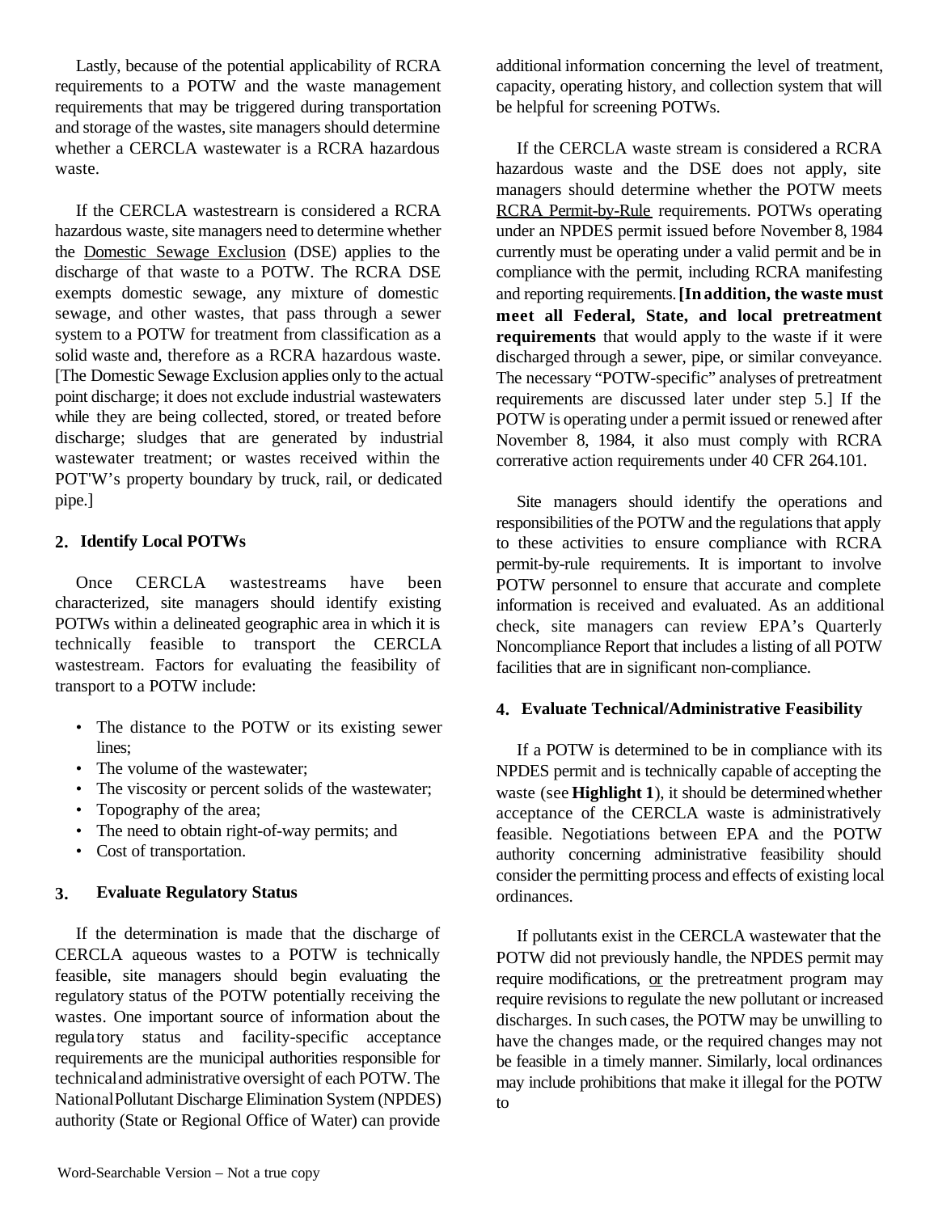Lastly, because of the potential applicability of RCRA requirements to a POTW and the waste management requirements that may be triggered during transportation and storage of the wastes, site managers should determine whether a CERCLA wastewater is a RCRA hazardous waste.

If the CERCLA wastestrearn is considered a RCRA hazardous waste, site managers need to determine whether the Domestic Sewage Exclusion (DSE) applies to the discharge of that waste to a POTW. The RCRA DSE exempts domestic sewage, any mixture of domestic sewage, and other wastes, that pass through a sewer system to a POTW for treatment from classification as a solid waste and, therefore as a RCRA hazardous waste. [The Domestic Sewage Exclusion applies only to the actual point discharge; it does not exclude industrial wastewaters while they are being collected, stored, or treated before discharge; sludges that are generated by industrial wastewater treatment; or wastes received within the POT'W's property boundary by truck, rail, or dedicated pipe.]

## 2. Identify Local POTWs

Once CERCLA wastestreams have been characterized, site managers should identify existing POTWs within a delineated geographic area in which it is technically feasible to transport the CERCLA wastestream. Factors for evaluating the feasibility of transport to a POTW include:

- The distance to the POTW or its existing sewer lines;
- The volume of the wastewater;
- The viscosity or percent solids of the wastewater;
- Topography of the area;
- The need to obtain right-of-way permits; and
- Cost of transportation.

## 3. Evaluate Regulatory Status

If the determination is made that the discharge of CERCLA aqueous wastes to a POTW is technically feasible, site managers should begin evaluating the regulatory status of the POTW potentially receiving the wastes. One important source of information about the regulatory status and facility-specific acceptance requirements are the municipal authorities responsible for technical and administrative oversight of each POTW. The National Pollutant Discharge Elimination System (NPDES) authority (State or Regional Office of Water) can provide additional information concerning the level of treatment, capacity, operating history, and collection system that will be helpful for screening POTWs.

If the CERCLA waste stream is considered a RCRA hazardous waste and the DSE does not apply, site managers should determine whether the POTW meets RCRA Permit-by-Rule requirements. POTWs operating under an NPDES permit issued before November 8, 1984 currently must be operating under a valid permit and be in compliance with the permit, including RCRA manifesting and reporting requirements. **[In addition, the waste must meet all Federal, State, and local pretreatment requirements** that would apply to the waste if it were discharged through a sewer, pipe, or similar conveyance. The necessary "POTW-specific" analyses of pretreatment requirements are discussed later under step 5.] If the POTW is operating under a permit issued or renewed after November 8, 1984, it also must comply with RCRA correrative action requirements under 40 CFR 264.101.

Site managers should identify the operations and responsibilities of the POTW and the regulations that apply to these activities to ensure compliance with RCRA permit-by-rule requirements. It is important to involve POTW personnel to ensure that accurate and complete information is received and evaluated. As an additional check, site managers can review EPA's Quarterly Noncompliance Report that includes a listing of all POTW facilities that are in significant non-compliance.

## 4. Evaluate Technical/Administrative Feasibility

If a POTW is determined to be in compliance with its NPDES permit and is technically capable of accepting the waste (see **Highlight 1**), it should be determined whether acceptance of the CERCLA waste is administratively feasible. Negotiations between EPA and the POTW authority concerning administrative feasibility should consider the permitting process and effects of existing local ordinances.

If pollutants exist in the CERCLA wastewater that the POTW did not previously handle, the NPDES permit may require modifications, or the pretreatment program may require revisions to regulate the new pollutant or increased discharges. In such cases, the POTW may be unwilling to have the changes made, or the required changes may not be feasible in a timely manner. Similarly, local ordinances may include prohibitions that make it illegal for the POTW to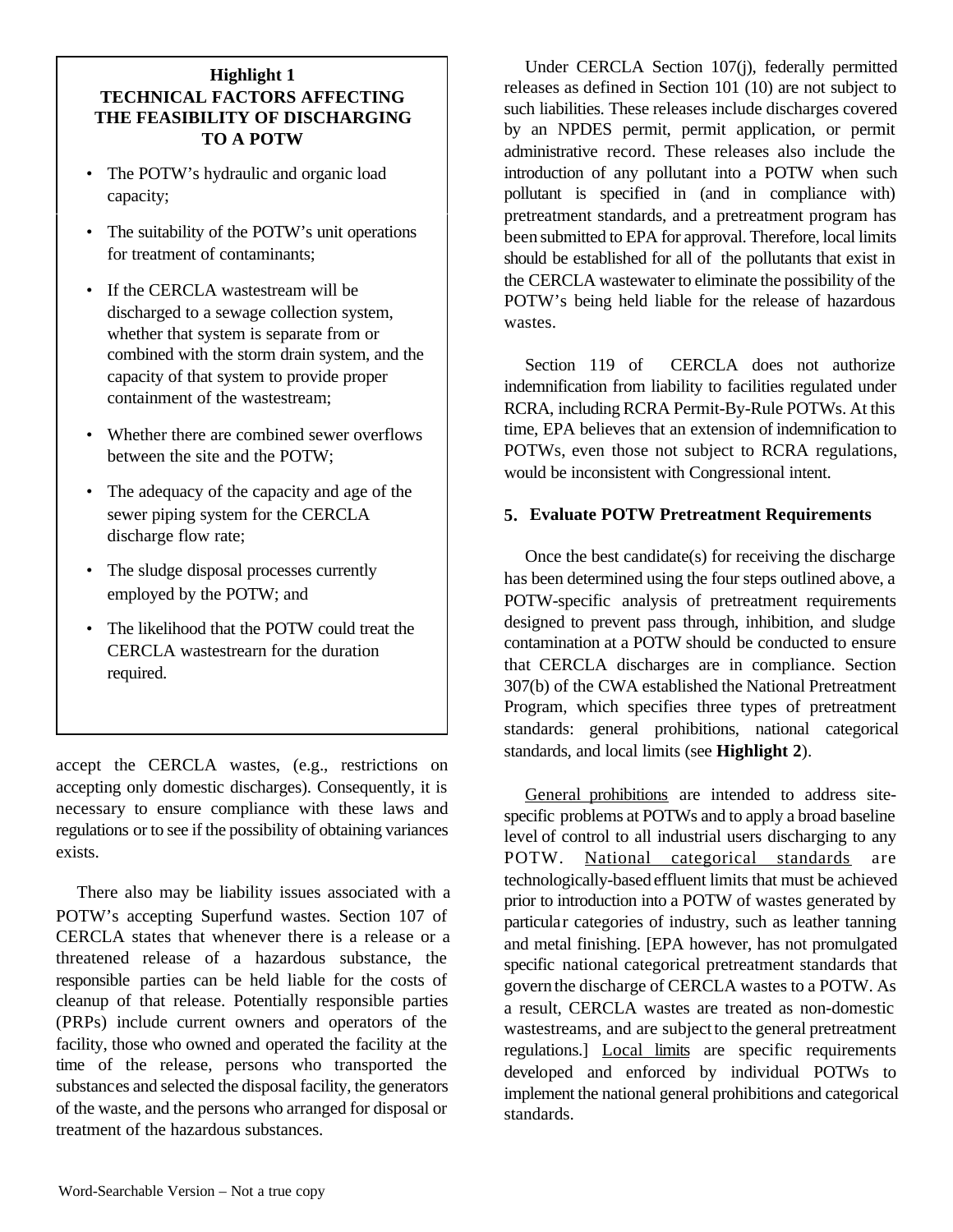**Highlight 1**
**TECHNICAL FACTORS AFFECTING THE FEASIBILITY OF DISCHARGING TO A POTW**

- The POTW's hydraulic and organic load capacity;
- The suitability of the POTW's unit operations for treatment of contaminants;
- If the CERCLA wastestream will be discharged to a sewage collection system, whether that system is separate from or combined with the storm drain system, and the capacity of that system to provide proper containment of the wastestream;
- Whether there are combined sewer overflows between the site and the POTW;
- The adequacy of the capacity and age of the sewer piping system for the CERCLA discharge flow rate;
- The sludge disposal processes currently employed by the POTW; and
- The likelihood that the POTW could treat the CERCLA wastestrearn for the duration required.

accept the CERCLA wastes, (e.g., restrictions on accepting only domestic discharges). Consequently, it is necessary to ensure compliance with these laws and regulations or to see if the possibility of obtaining variances exists.

There also may be liability issues associated with a POTW's accepting Superfund wastes. Section 107 of CERCLA states that whenever there is a release or a threatened release of a hazardous substance, the responsible parties can be held liable for the costs of cleanup of that release. Potentially responsible parties (PRPs) include current owners and operators of the facility, those who owned and operated the facility at the time of the release, persons who transported the substances and selected the disposal facility, the generators of the waste, and the persons who arranged for disposal or treatment of the hazardous substances.

Under CERCLA Section 107(j), federally permitted releases as defined in Section 101 (10) are not subject to such liabilities. These releases include discharges covered by an NPDES permit, permit application, or permit administrative record. These releases also include the introduction of any pollutant into a POTW when such pollutant is specified in (and in compliance with) pretreatment standards, and a pretreatment program has been submitted to EPA for approval. Therefore, local limits should be established for all of the pollutants that exist in the CERCLA wastewater to eliminate the possibility of the POTW's being held liable for the release of hazardous wastes.

Section 119 of CERCLA does not authorize indemnification from liability to facilities regulated under RCRA, including RCRA Permit-By-Rule POTWs. At this time, EPA believes that an extension of indemnification to POTWs, even those not subject to RCRA regulations, would be inconsistent with Congressional intent.

## 5. Evaluate POTW Pretreatment Requirements

Once the best candidate(s) for receiving the discharge has been determined using the four steps outlined above, a POTW-specific analysis of pretreatment requirements designed to prevent pass through, inhibition, and sludge contamination at a POTW should be conducted to ensure that CERCLA discharges are in compliance. Section 307(b) of the CWA established the National Pretreatment Program, which specifies three types of pretreatment standards: general prohibitions, national categorical standards, and local limits (see **Highlight 2**).

General prohibitions are intended to address site-specific problems at POTWs and to apply a broad baseline level of control to all industrial users discharging to any POTW. National categorical standards are technologically-based effluent limits that must be achieved prior to introduction into a POTW of wastes generated by particular categories of industry, such as leather tanning and metal finishing. [EPA however, has not promulgated specific national categorical pretreatment standards that govern the discharge of CERCLA wastes to a POTW. As a result, CERCLA wastes are treated as non-domestic wastestreams, and are subject to the general pretreatment regulations.] Local limits are specific requirements developed and enforced by individual POTWs to implement the national general prohibitions and categorical standards.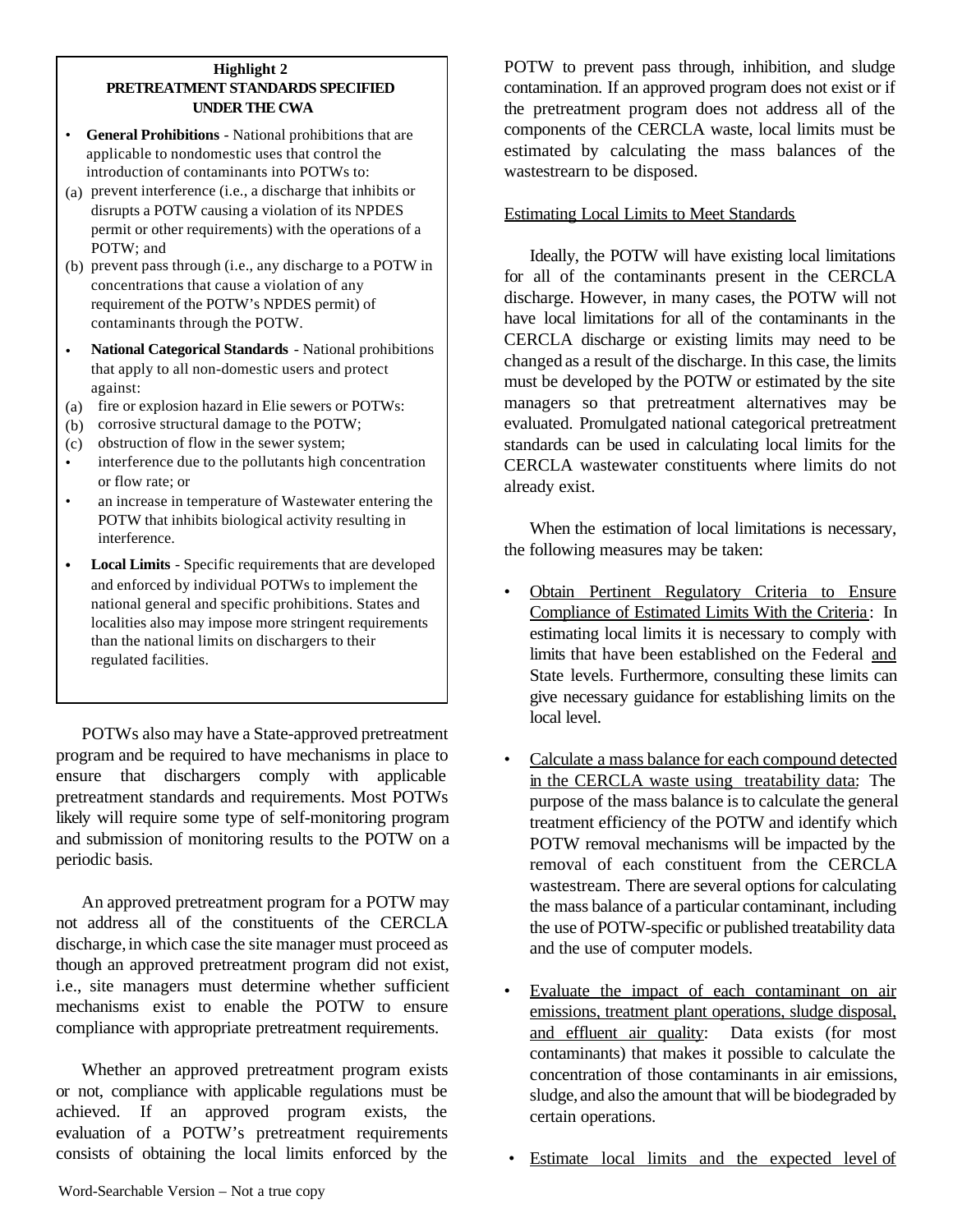**Highlight 2**
**PRETREATMENT STANDARDS SPECIFIED UNDER THE CWA**

- **General Prohibitions** - National prohibitions that are applicable to nondomestic uses that control the introduction of contaminants into POTWs to:
  - (a) prevent interference (i.e., a discharge that inhibits or disrupts a POTW causing a violation of its NPDES permit or other requirements) with the operations of a POTW; and
  - (b) prevent pass through (i.e., any discharge to a POTW in concentrations that cause a violation of any requirement of the POTW's NPDES permit) of contaminants through the POTW.
- **National Categorical Standards** - National prohibitions that apply to all non-domestic users and protect against:
  - (a) fire or explosion hazard in Elie sewers or POTWs:
  - (b) corrosive structural damage to the POTW;
  - (c) obstruction of flow in the sewer system;
  - interference due to the pollutants high concentration or flow rate; or
  - an increase in temperature of Wastewater entering the POTW that inhibits biological activity resulting in interference.
- **Local Limits** - Specific requirements that are developed and enforced by individual POTWs to implement the national general and specific prohibitions. States and localities also may impose more stringent requirements than the national limits on dischargers to their regulated facilities.

POTWs also may have a State-approved pretreatment program and be required to have mechanisms in place to ensure that dischargers comply with applicable pretreatment standards and requirements. Most POTWs likely will require some type of self-monitoring program and submission of monitoring results to the POTW on a periodic basis.

An approved pretreatment program for a POTW may not address all of the constituents of the CERCLA discharge, in which case the site manager must proceed as though an approved pretreatment program did not exist, i.e., site managers must determine whether sufficient mechanisms exist to enable the POTW to ensure compliance with appropriate pretreatment requirements.

Whether an approved pretreatment program exists or not, compliance with applicable regulations must be achieved. If an approved program exists, the evaluation of a POTW's pretreatment requirements consists of obtaining the local limits enforced by the POTW to prevent pass through, inhibition, and sludge contamination. If an approved program does not exist or if the pretreatment program does not address all of the components of the CERCLA waste, local limits must be estimated by calculating the mass balances of the wastestrearn to be disposed.

Estimating Local Limits to Meet Standards

Ideally, the POTW will have existing local limitations for all of the contaminants present in the CERCLA discharge. However, in many cases, the POTW will not have local limitations for all of the contaminants in the CERCLA discharge or existing limits may need to be changed as a result of the discharge. In this case, the limits must be developed by the POTW or estimated by the site managers so that pretreatment alternatives may be evaluated. Promulgated national categorical pretreatment standards can be used in calculating local limits for the CERCLA wastewater constituents where limits do not already exist.

When the estimation of local limitations is necessary, the following measures may be taken:

- Obtain Pertinent Regulatory Criteria to Ensure Compliance of Estimated Limits With the Criteria: In estimating local limits it is necessary to comply with limits that have been established on the Federal and State levels. Furthermore, consulting these limits can give necessary guidance for establishing limits on the local level.
- Calculate a mass balance for each compound detected in the CERCLA waste using treatability data: The purpose of the mass balance is to calculate the general treatment efficiency of the POTW and identify which POTW removal mechanisms will be impacted by the removal of each constituent from the CERCLA wastestream. There are several options for calculating the mass balance of a particular contaminant, including the use of POTW-specific or published treatability data and the use of computer models.
- Evaluate the impact of each contaminant on air emissions, treatment plant operations, sludge disposal, and effluent air quality: Data exists (for most contaminants) that makes it possible to calculate the concentration of those contaminants in air emissions, sludge, and also the amount that will be biodegraded by certain operations.
- Estimate local limits and the expected level of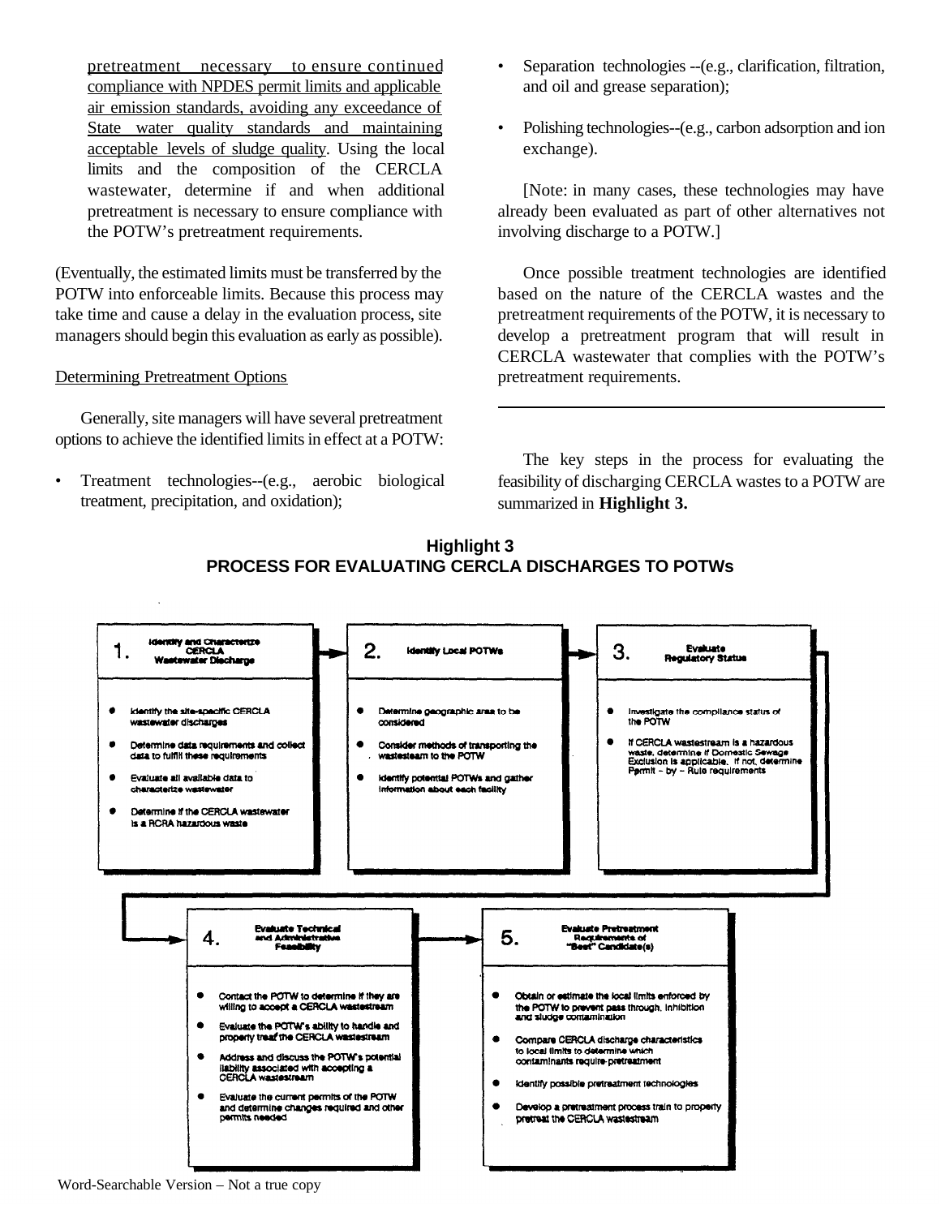pretreatment necessary to ensure continued compliance with NPDES permit limits and applicable air emission standards, avoiding any exceedance of State water quality standards and maintaining acceptable levels of sludge quality. Using the local limits and the composition of the CERCLA wastewater, determine if and when additional pretreatment is necessary to ensure compliance with the POTW's pretreatment requirements.

(Eventually, the estimated limits must be transferred by the POTW into enforceable limits. Because this process may take time and cause a delay in the evaluation process, site managers should begin this evaluation as early as possible).

Determining Pretreatment Options

Generally, site managers will have several pretreatment options to achieve the identified limits in effect at a POTW:

- Treatment technologies--(e.g., aerobic biological treatment, precipitation, and oxidation);
- Separation technologies --(e.g., clarification, filtration, and oil and grease separation);
- Polishing technologies--(e.g., carbon adsorption and ion exchange).

[Note: in many cases, these technologies may have already been evaluated as part of other alternatives not involving discharge to a POTW.]

Once possible treatment technologies are identified based on the nature of the CERCLA wastes and the pretreatment requirements of the POTW, it is necessary to develop a pretreatment program that will result in CERCLA wastewater that complies with the POTW's pretreatment requirements.

---

The key steps in the process for evaluating the feasibility of discharging CERCLA wastes to a POTW are summarized in **Highlight 3.**

**Highlight 3**
**PROCESS FOR EVALUATING CERCLA DISCHARGES TO POTWs**

**1. Identify and Characterize CERCLA Wastewater Discharge**

- Identify the site-specific CERCLA wastewater discharges
- Determine data requirements and collect data to fulfill these requirements
- Evaluate all available data to characterize wastewater
- Determine if the CERCLA wastewater is a RCRA hazardous waste

**2. Identify Local POTWs**

- Determine geographic area to be considered
- Consider methods of transporting the wastesteam to the POTW
- Identify potential POTWs and gather information about each facility

**3. Evaluate Regulatory Status**

- Investigate the compliance status of the POTW
- If CERCLA wastestream is a hazardous waste, determine if Domestic Sewage Exclusion is applicable. If not, determine Permit - by - Rule requirements

**4. Evaluate Technical and Administrative Feasibility**

- Contact the POTW to determine if they are willing to accept a CERCLA wastestream
- Evaluate the POTW's ability to handle and properly treat the CERCLA wastestream
- Address and discuss the POTW's potential liability associated with accepting a CERCLA wastestream
- Evaluate the current permits of the POTW and determine changes required and other permits needed

**5. Evaluate Pretreatment Requirements of "Best" Candidate(s)**

- Obtain or estimate the local limits enforced by the POTW to prevent pass through, inhibition and sludge contamination
- Compare CERCLA discharge characteristics to local limits to determine which contaminants require pretreatment
- Identify possible pretreatment technologies
- Develop a pretreatment process train to properly pretreat the CERCLA wastestream

Word-Searchable Version – Not a true copy